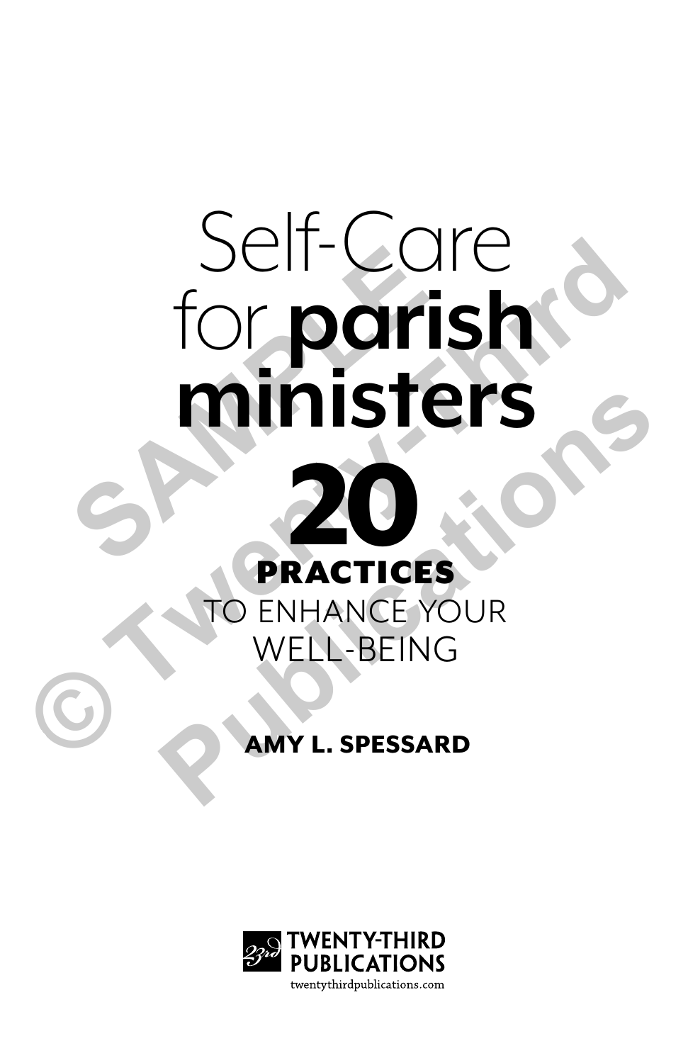# Self-Care for **parish ministers**

## **20 PRACTICES** TO ENHANCE YOUR WELL-BEING

**AMY L. SPESSARD**

TWENTY-THIRD PUBLICATIONS
twentythirdpublications.com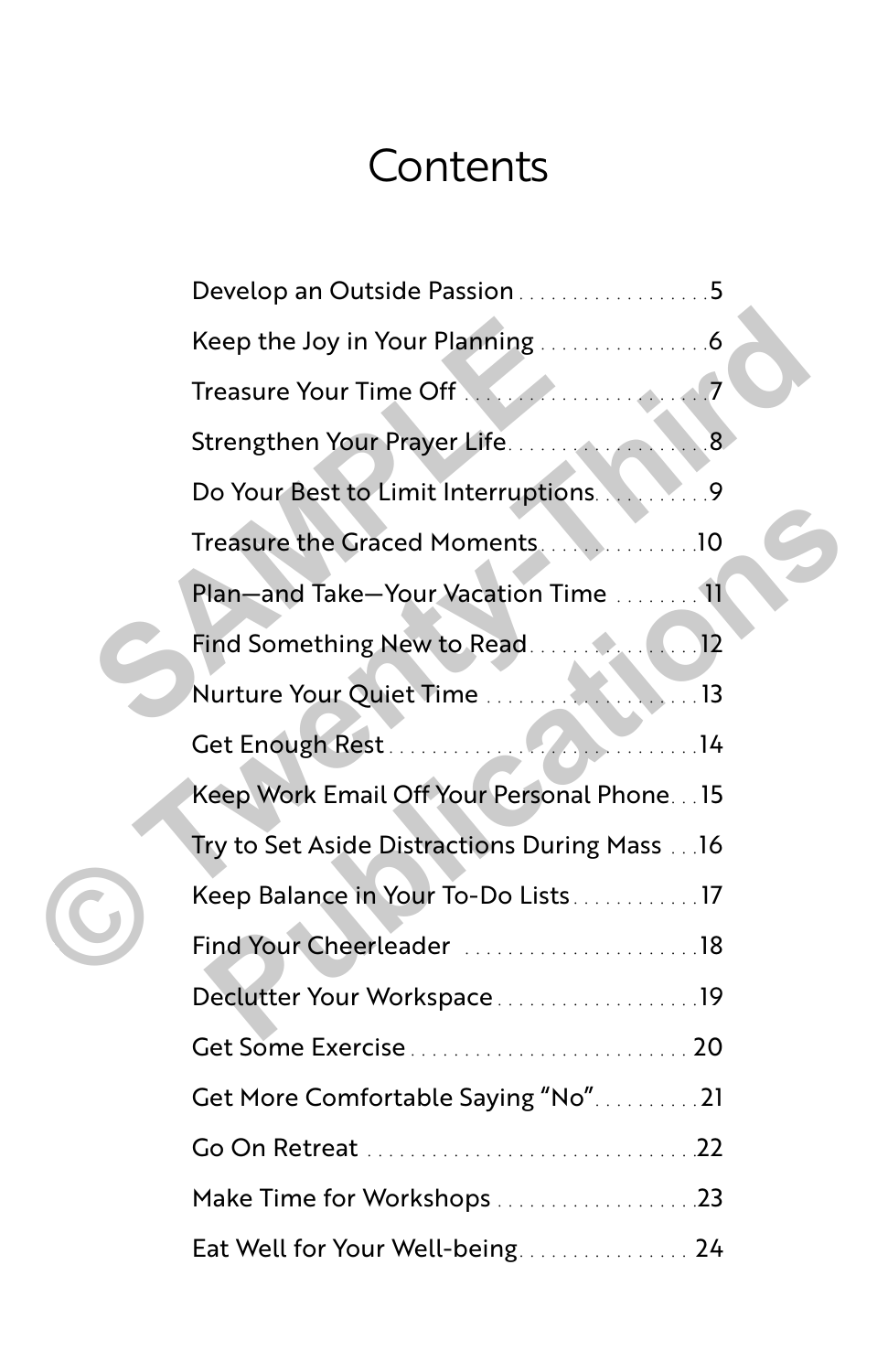# Contents

Develop an Outside Passion . . . . . . . . . . . . . . . . . . 5

Keep the Joy in Your Planning . . . . . . . . . . . . . . . . 6

Treasure Your Time Off . . . . . . . . . . . . . . . . . . . . . 7

Strengthen Your Prayer Life. . . . . . . . . . . . . . . . . . . 8

Do Your Best to Limit Interruptions. . . . . . . . . . . 9

Treasure the Graced Moments. . . . . . . . . . . . . . .10

Plan—and Take—Your Vacation Time . . . . . . . . 11

Find Something New to Read. . . . . . . . . . . . . . . .12

Nurture Your Quiet Time . . . . . . . . . . . . . . . . . . . .13

Get Enough Rest . . . . . . . . . . . . . . . . . . . . . . . . . . .14

Keep Work Email Off Your Personal Phone. . . 15

Try to Set Aside Distractions During Mass . . .16

Keep Balance in Your To-Do Lists. . . . . . . . . . . .17

Find Your Cheerleader . . . . . . . . . . . . . . . . . . . . . .18

Declutter Your Workspace . . . . . . . . . . . . . . . . . . .19

Get Some Exercise . . . . . . . . . . . . . . . . . . . . . . . . . 20

Get More Comfortable Saying "No". . . . . . . . . . 21

Go On Retreat . . . . . . . . . . . . . . . . . . . . . . . . . . . . .22

Make Time for Workshops . . . . . . . . . . . . . . . . . . .23

Eat Well for Your Well-being. . . . . . . . . . . . . . . . 24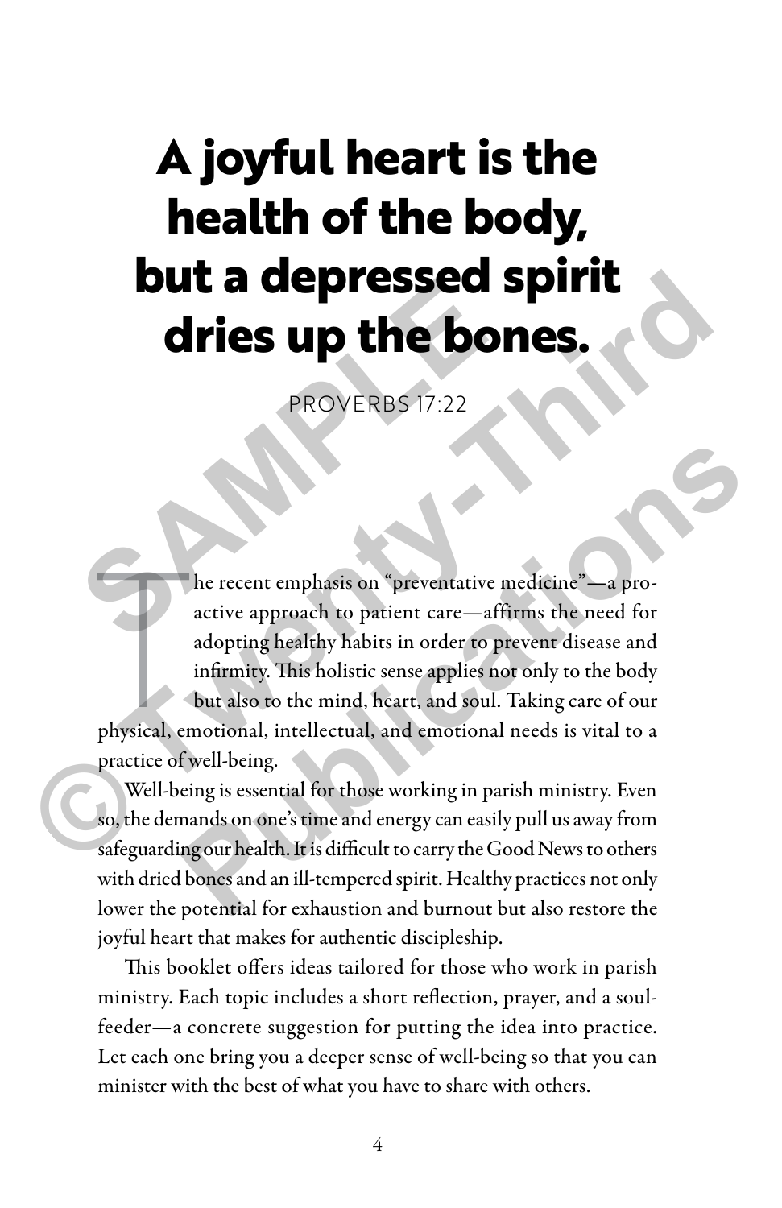# A joyful heart is the health of the body, but a depressed spirit dries up the bones.

PROVERBS 17:22

The recent emphasis on "preventative medicine"—a proactive approach to patient care—affirms the need for adopting healthy habits in order to prevent disease and infirmity. This holistic sense applies not only to the body but also to the mind, heart, and soul. Taking care of our physical, emotional, intellectual, and emotional needs is vital to a practice of well-being.

Well-being is essential for those working in parish ministry. Even so, the demands on one's time and energy can easily pull us away from safeguarding our health. It is difficult to carry the Good News to others with dried bones and an ill-tempered spirit. Healthy practices not only lower the potential for exhaustion and burnout but also restore the joyful heart that makes for authentic discipleship.

This booklet offers ideas tailored for those who work in parish ministry. Each topic includes a short reflection, prayer, and a soul-feeder—a concrete suggestion for putting the idea into practice. Let each one bring you a deeper sense of well-being so that you can minister with the best of what you have to share with others.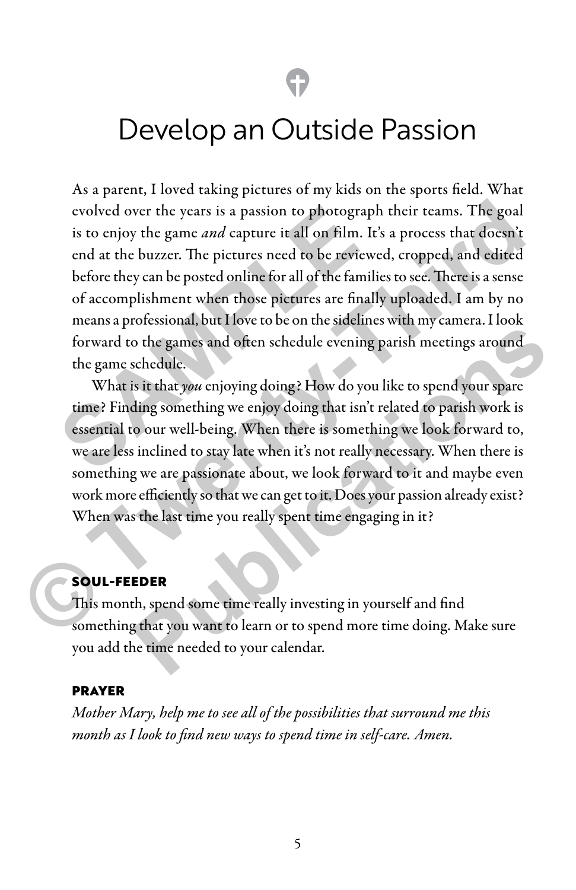# Develop an Outside Passion

As a parent, I loved taking pictures of my kids on the sports field. What evolved over the years is a passion to photograph their teams. The goal is to enjoy the game *and* capture it all on film. It's a process that doesn't end at the buzzer. The pictures need to be reviewed, cropped, and edited before they can be posted online for all of the families to see. There is a sense of accomplishment when those pictures are finally uploaded. I am by no means a professional, but I love to be on the sidelines with my camera. I look forward to the games and often schedule evening parish meetings around the game schedule.

What is it that *you* enjoying doing? How do you like to spend your spare time? Finding something we enjoy doing that isn't related to parish work is essential to our well-being. When there is something we look forward to, we are less inclined to stay late when it's not really necessary. When there is something we are passionate about, we look forward to it and maybe even work more efficiently so that we can get to it. Does your passion already exist? When was the last time you really spent time engaging in it?

### SOUL-FEEDER

This month, spend some time really investing in yourself and find something that you want to learn or to spend more time doing. Make sure you add the time needed to your calendar.

### PRAYER

*Mother Mary, help me to see all of the possibilities that surround me this month as I look to find new ways to spend time in self-care. Amen.*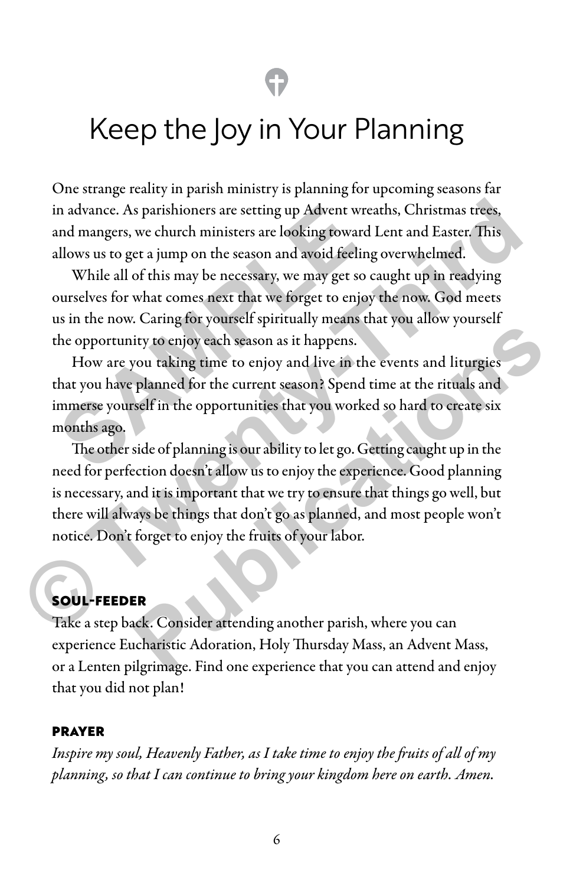# Keep the Joy in Your Planning

One strange reality in parish ministry is planning for upcoming seasons far in advance. As parishioners are setting up Advent wreaths, Christmas trees, and mangers, we church ministers are looking toward Lent and Easter. This allows us to get a jump on the season and avoid feeling overwhelmed.

While all of this may be necessary, we may get so caught up in readying ourselves for what comes next that we forget to enjoy the now. God meets us in the now. Caring for yourself spiritually means that you allow yourself the opportunity to enjoy each season as it happens.

How are you taking time to enjoy and live in the events and liturgies that you have planned for the current season? Spend time at the rituals and immerse yourself in the opportunities that you worked so hard to create six months ago.

The other side of planning is our ability to let go. Getting caught up in the need for perfection doesn't allow us to enjoy the experience. Good planning is necessary, and it is important that we try to ensure that things go well, but there will always be things that don't go as planned, and most people won't notice. Don't forget to enjoy the fruits of your labor.

### SOUL-FEEDER

Take a step back. Consider attending another parish, where you can experience Eucharistic Adoration, Holy Thursday Mass, an Advent Mass, or a Lenten pilgrimage. Find one experience that you can attend and enjoy that you did not plan!

### PRAYER

*Inspire my soul, Heavenly Father, as I take time to enjoy the fruits of all of my planning, so that I can continue to bring your kingdom here on earth. Amen.*